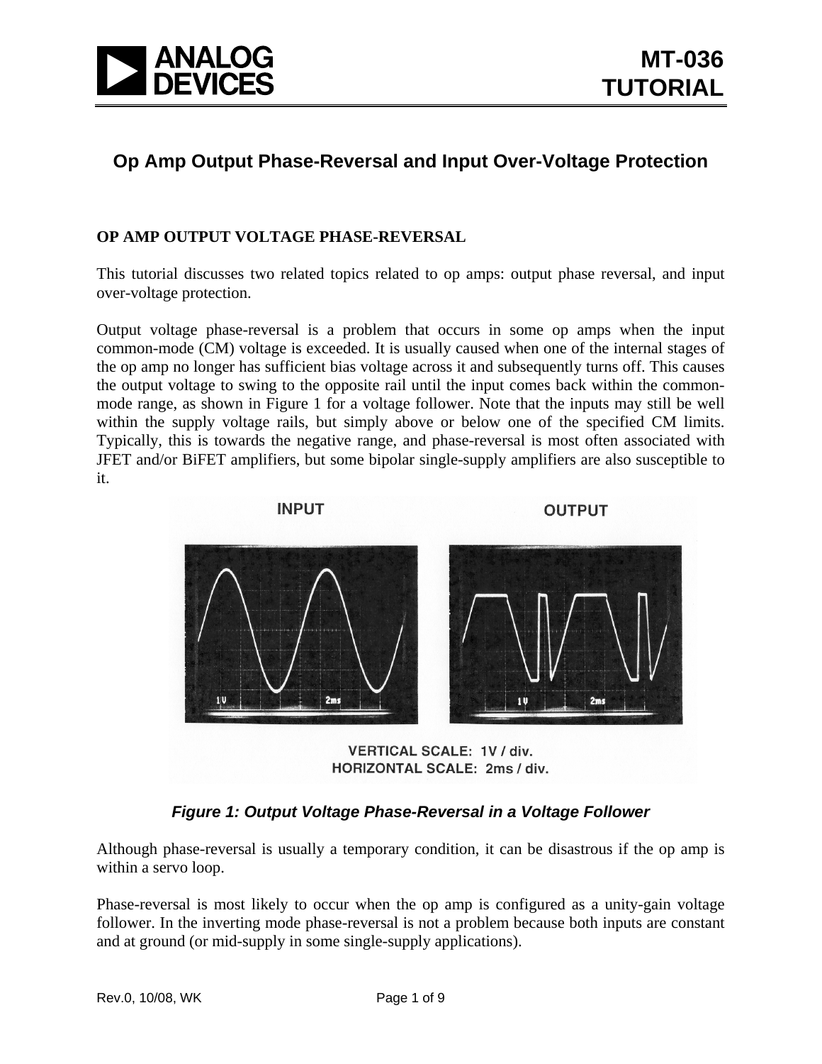# Op Amp Output Phase-Reversal and Input Over-Voltage Protection

## OP AMP OUTPUT VOLTAGE PHASE-REVERSAL

This tutorial discusses two related topics related to op amps: output phase reversal, and input over-voltage protection.

Output voltage phase-reversal is a problem that occurs in some op amps when the input common-mode (CM) voltage is exceeded. It is usually caused when one of the internal stages of the op amp no longer has sufficient bias voltage across it and subsequently turns off. This causes the output voltage to swing to the opposite rail until the input comes back within the common-mode range, as shown in Figure 1 for a voltage follower. Note that the inputs may still be well within the supply voltage rails, but simply above or below one of the specified CM limits. Typically, this is towards the negative range, and phase-reversal is most often associated with JFET and/or BiFET amplifiers, but some bipolar single-supply amplifiers are also susceptible to it.

INPUT OUTPUT

VERTICAL SCALE: 1V / div.
HORIZONTAL SCALE: 2ms / div.

***Figure 1: Output Voltage Phase-Reversal in a Voltage Follower***

Although phase-reversal is usually a temporary condition, it can be disastrous if the op amp is within a servo loop.

Phase-reversal is most likely to occur when the op amp is configured as a unity-gain voltage follower. In the inverting mode phase-reversal is not a problem because both inputs are constant and at ground (or mid-supply in some single-supply applications).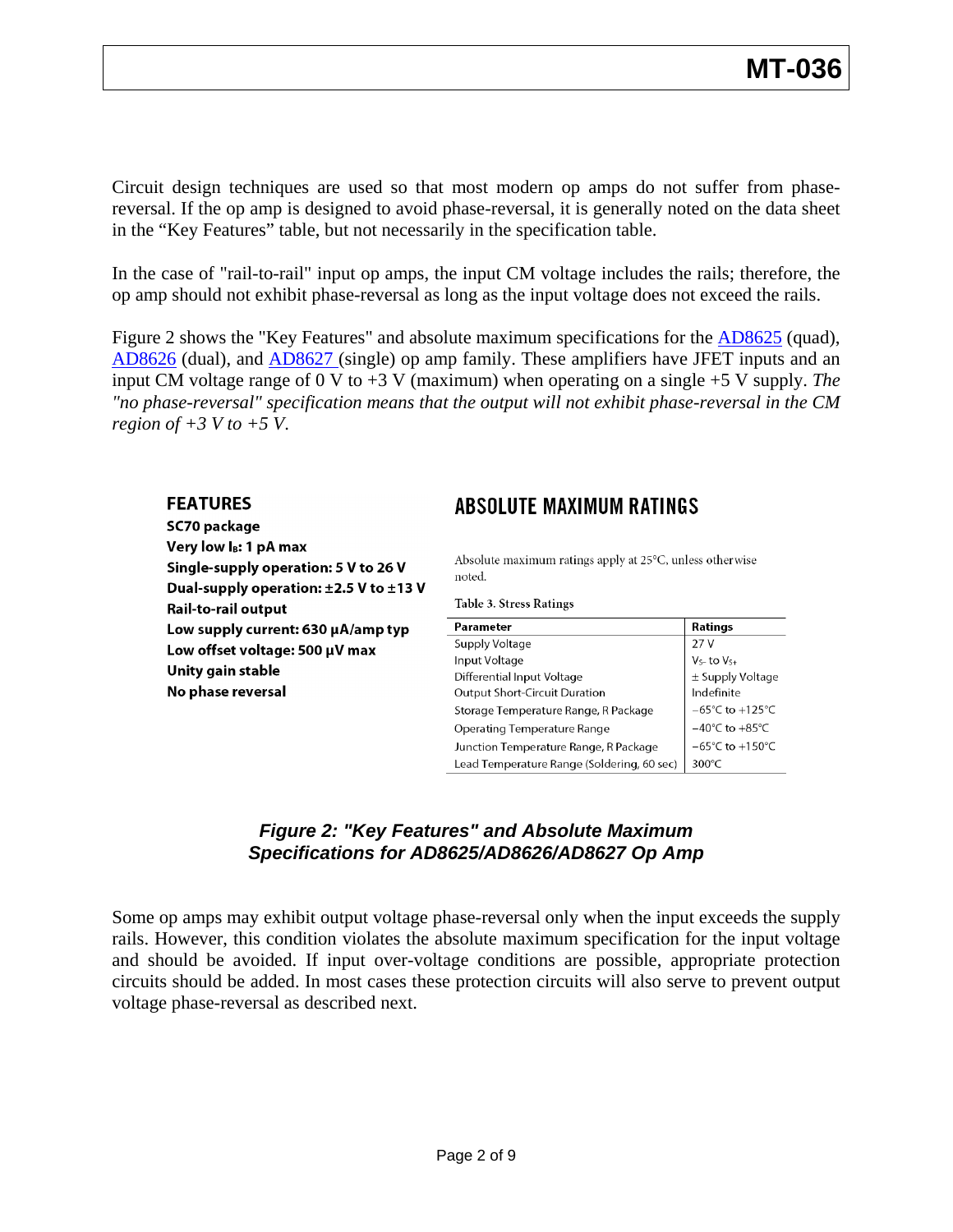Circuit design techniques are used so that most modern op amps do not suffer from phase-reversal. If the op amp is designed to avoid phase-reversal, it is generally noted on the data sheet in the "Key Features" table, but not necessarily in the specification table.

In the case of "rail-to-rail" input op amps, the input CM voltage includes the rails; therefore, the op amp should not exhibit phase-reversal as long as the input voltage does not exceed the rails.

Figure 2 shows the "Key Features" and absolute maximum specifications for the AD8625 (quad), AD8626 (dual), and AD8627 (single) op amp family. These amplifiers have JFET inputs and an input CM voltage range of 0 V to +3 V (maximum) when operating on a single +5 V supply. *The "no phase-reversal" specification means that the output will not exhibit phase-reversal in the CM region of +3 V to +5 V.*

**FEATURES**

**SC70 package**
**Very low $I_B$: 1 pA max**
**Single-supply operation: 5 V to 26 V**
**Dual-supply operation: ±2.5 V to ±13 V**
**Rail-to-rail output**
**Low supply current: 630 µA/amp typ**
**Low offset voltage: 500 µV max**
**Unity gain stable**
**No phase reversal**

**ABSOLUTE MAXIMUM RATINGS**

Absolute maximum ratings apply at 25°C, unless otherwise noted.

Table 3. Stress Ratings

| Parameter | Ratings |
|---|---|
| Supply Voltage | 27 V |
| Input Voltage | $V_{S-}$ to $V_{S+}$ |
| Differential Input Voltage | ± Supply Voltage |
| Output Short-Circuit Duration | Indefinite |
| Storage Temperature Range, R Package | −65°C to +125°C |
| Operating Temperature Range | −40°C to +85°C |
| Junction Temperature Range, R Package | −65°C to +150°C |
| Lead Temperature Range (Soldering, 60 sec) | 300°C |

***Figure 2: "Key Features" and Absolute Maximum Specifications for AD8625/AD8626/AD8627 Op Amp***

Some op amps may exhibit output voltage phase-reversal only when the input exceeds the supply rails. However, this condition violates the absolute maximum specification for the input voltage and should be avoided. If input over-voltage conditions are possible, appropriate protection circuits should be added. In most cases these protection circuits will also serve to prevent output voltage phase-reversal as described next.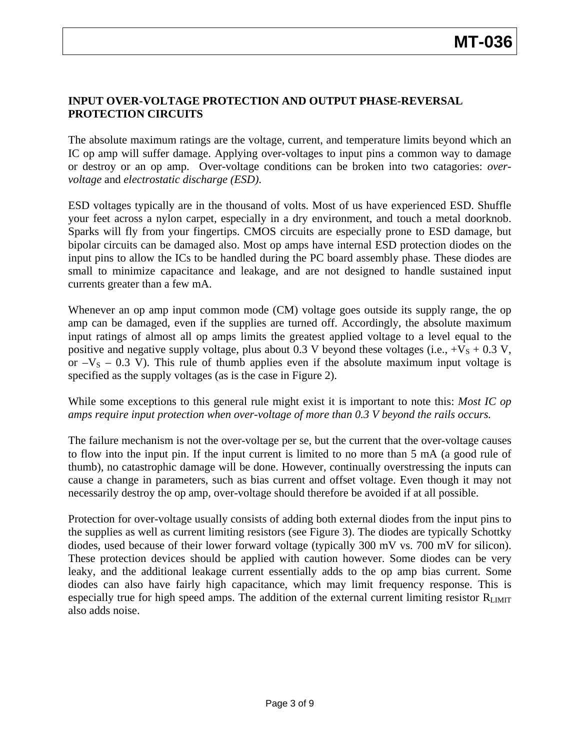## INPUT OVER-VOLTAGE PROTECTION AND OUTPUT PHASE-REVERSAL PROTECTION CIRCUITS

The absolute maximum ratings are the voltage, current, and temperature limits beyond which an IC op amp will suffer damage. Applying over-voltages to input pins a common way to damage or destroy or an op amp. Over-voltage conditions can be broken into two catagories: *over-voltage* and *electrostatic discharge (ESD).*

ESD voltages typically are in the thousand of volts. Most of us have experienced ESD. Shuffle your feet across a nylon carpet, especially in a dry environment, and touch a metal doorknob. Sparks will fly from your fingertips. CMOS circuits are especially prone to ESD damage, but bipolar circuits can be damaged also. Most op amps have internal ESD protection diodes on the input pins to allow the ICs to be handled during the PC board assembly phase. These diodes are small to minimize capacitance and leakage, and are not designed to handle sustained input currents greater than a few mA.

Whenever an op amp input common mode (CM) voltage goes outside its supply range, the op amp can be damaged, even if the supplies are turned off. Accordingly, the absolute maximum input ratings of almost all op amps limits the greatest applied voltage to a level equal to the positive and negative supply voltage, plus about 0.3 V beyond these voltages (i.e., $+V_S + 0.3$ V, or $-V_S - 0.3$ V). This rule of thumb applies even if the absolute maximum input voltage is specified as the supply voltages (as is the case in Figure 2).

While some exceptions to this general rule might exist it is important to note this: *Most IC op amps require input protection when over-voltage of more than 0.3 V beyond the rails occurs.*

The failure mechanism is not the over-voltage per se, but the current that the over-voltage causes to flow into the input pin. If the input current is limited to no more than 5 mA (a good rule of thumb), no catastrophic damage will be done. However, continually overstressing the inputs can cause a change in parameters, such as bias current and offset voltage. Even though it may not necessarily destroy the op amp, over-voltage should therefore be avoided if at all possible.

Protection for over-voltage usually consists of adding both external diodes from the input pins to the supplies as well as current limiting resistors (see Figure 3). The diodes are typically Schottky diodes, used because of their lower forward voltage (typically 300 mV vs. 700 mV for silicon). These protection devices should be applied with caution however. Some diodes can be very leaky, and the additional leakage current essentially adds to the op amp bias current. Some diodes can also have fairly high capacitance, which may limit frequency response. This is especially true for high speed amps. The addition of the external current limiting resistor $R_{LIMIT}$ also adds noise.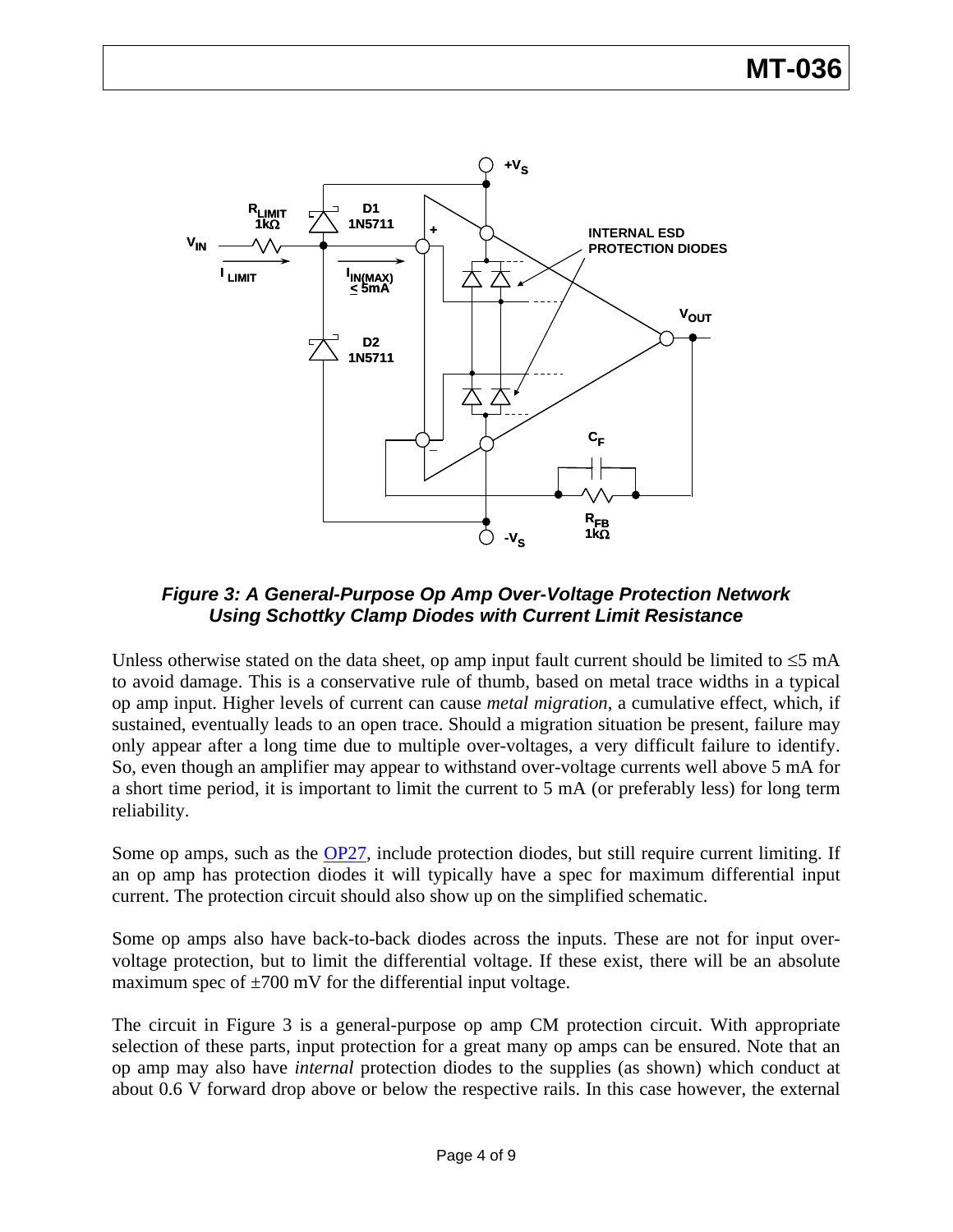*Figure 3: A General-Purpose Op Amp Over-Voltage Protection Network Using Schottky Clamp Diodes with Current Limit Resistance*

Unless otherwise stated on the data sheet, op amp input fault current should be limited to ≤5 mA to avoid damage. This is a conservative rule of thumb, based on metal trace widths in a typical op amp input. Higher levels of current can cause *metal migration,* a cumulative effect, which, if sustained, eventually leads to an open trace. Should a migration situation be present, failure may only appear after a long time due to multiple over-voltages, a very difficult failure to identify. So, even though an amplifier may appear to withstand over-voltage currents well above 5 mA for a short time period, it is important to limit the current to 5 mA (or preferably less) for long term reliability.

Some op amps, such as the OP27, include protection diodes, but still require current limiting. If an op amp has protection diodes it will typically have a spec for maximum differential input current. The protection circuit should also show up on the simplified schematic.

Some op amps also have back-to-back diodes across the inputs. These are not for input over-voltage protection, but to limit the differential voltage. If these exist, there will be an absolute maximum spec of ±700 mV for the differential input voltage.

The circuit in Figure 3 is a general-purpose op amp CM protection circuit. With appropriate selection of these parts, input protection for a great many op amps can be ensured. Note that an op amp may also have *internal* protection diodes to the supplies (as shown) which conduct at about 0.6 V forward drop above or below the respective rails. In this case however, the external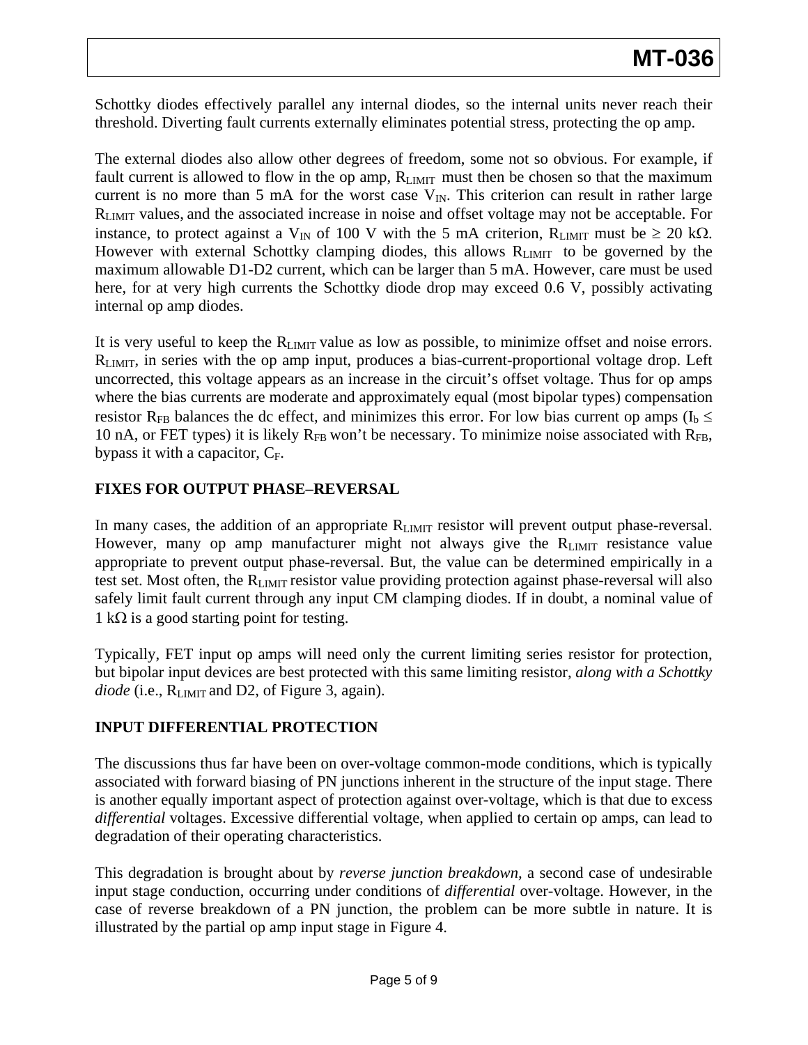Schottky diodes effectively parallel any internal diodes, so the internal units never reach their threshold. Diverting fault currents externally eliminates potential stress, protecting the op amp.

The external diodes also allow other degrees of freedom, some not so obvious. For example, if fault current is allowed to flow in the op amp, $R_{LIMIT}$ must then be chosen so that the maximum current is no more than 5 mA for the worst case $V_{IN}$. This criterion can result in rather large $R_{LIMIT}$ values, and the associated increase in noise and offset voltage may not be acceptable. For instance, to protect against a $V_{IN}$ of 100 V with the 5 mA criterion, $R_{LIMIT}$ must be $\geq$ 20 kΩ. However with external Schottky clamping diodes, this allows $R_{LIMIT}$ to be governed by the maximum allowable D1-D2 current, which can be larger than 5 mA. However, care must be used here, for at very high currents the Schottky diode drop may exceed 0.6 V, possibly activating internal op amp diodes.

It is very useful to keep the $R_{LIMIT}$ value as low as possible, to minimize offset and noise errors. $R_{LIMIT}$, in series with the op amp input, produces a bias-current-proportional voltage drop. Left uncorrected, this voltage appears as an increase in the circuit's offset voltage. Thus for op amps where the bias currents are moderate and approximately equal (most bipolar types) compensation resistor $R_{FB}$ balances the dc effect, and minimizes this error. For low bias current op amps ($I_b \leq$ 10 nA, or FET types) it is likely $R_{FB}$ won't be necessary. To minimize noise associated with $R_{FB}$, bypass it with a capacitor, $C_F$.

## FIXES FOR OUTPUT PHASE–REVERSAL

In many cases, the addition of an appropriate $R_{LIMIT}$ resistor will prevent output phase-reversal. However, many op amp manufacturer might not always give the $R_{LIMIT}$ resistance value appropriate to prevent output phase-reversal. But, the value can be determined empirically in a test set. Most often, the $R_{LIMIT}$ resistor value providing protection against phase-reversal will also safely limit fault current through any input CM clamping diodes. If in doubt, a nominal value of 1 kΩ is a good starting point for testing.

Typically, FET input op amps will need only the current limiting series resistor for protection, but bipolar input devices are best protected with this same limiting resistor, *along with a Schottky diode* (i.e., $R_{LIMIT}$ and D2, of Figure 3, again).

## INPUT DIFFERENTIAL PROTECTION

The discussions thus far have been on over-voltage common-mode conditions, which is typically associated with forward biasing of PN junctions inherent in the structure of the input stage. There is another equally important aspect of protection against over-voltage, which is that due to excess *differential* voltages. Excessive differential voltage, when applied to certain op amps, can lead to degradation of their operating characteristics.

This degradation is brought about by *reverse junction breakdown*, a second case of undesirable input stage conduction, occurring under conditions of *differential* over-voltage. However, in the case of reverse breakdown of a PN junction, the problem can be more subtle in nature. It is illustrated by the partial op amp input stage in Figure 4.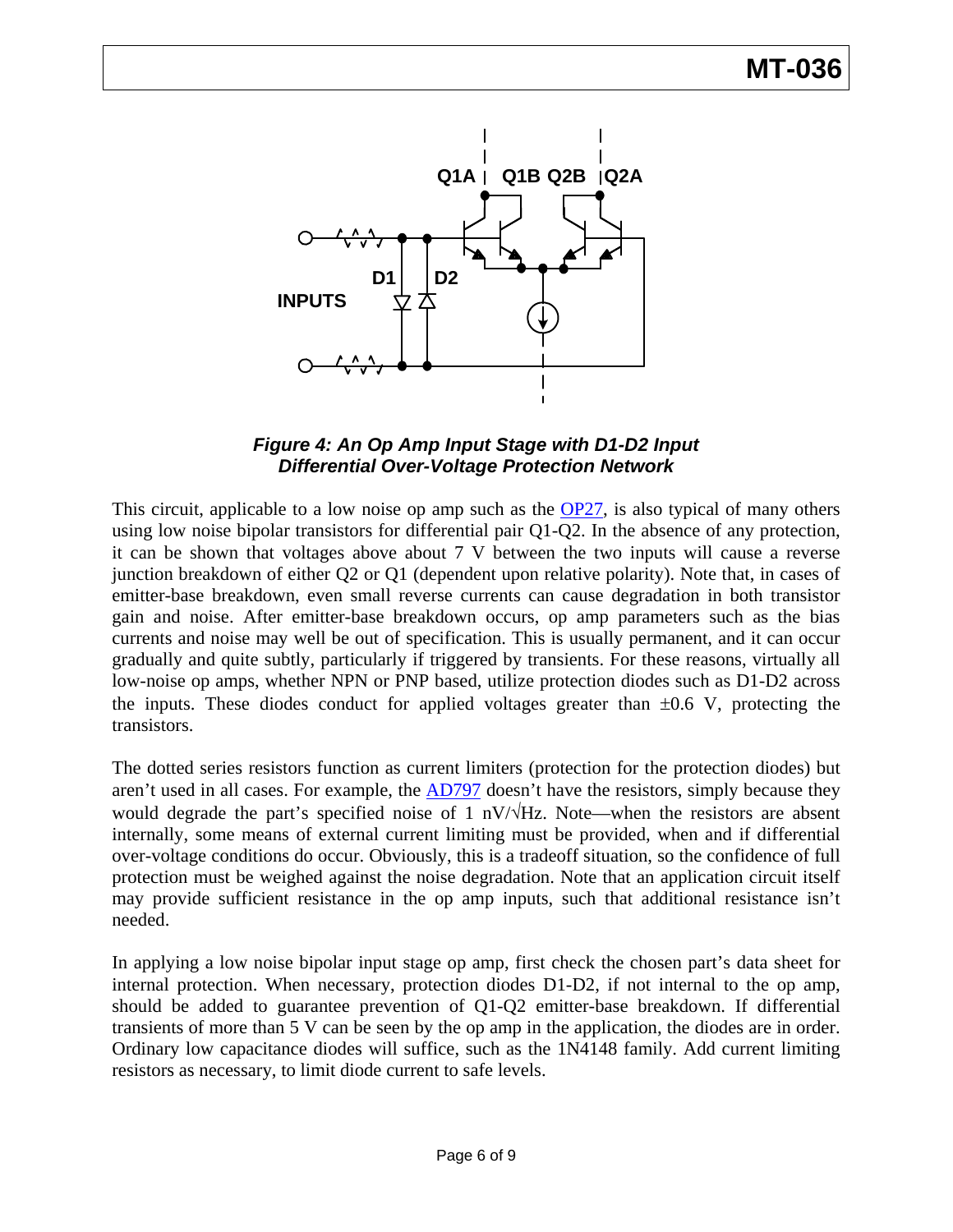**Figure 4: An Op Amp Input Stage with D1-D2 Input Differential Over-Voltage Protection Network**

This circuit, applicable to a low noise op amp such as the OP27, is also typical of many others using low noise bipolar transistors for differential pair Q1-Q2. In the absence of any protection, it can be shown that voltages above about 7 V between the two inputs will cause a reverse junction breakdown of either Q2 or Q1 (dependent upon relative polarity). Note that, in cases of emitter-base breakdown, even small reverse currents can cause degradation in both transistor gain and noise. After emitter-base breakdown occurs, op amp parameters such as the bias currents and noise may well be out of specification. This is usually permanent, and it can occur gradually and quite subtly, particularly if triggered by transients. For these reasons, virtually all low-noise op amps, whether NPN or PNP based, utilize protection diodes such as D1-D2 across the inputs. These diodes conduct for applied voltages greater than ±0.6 V, protecting the transistors.

The dotted series resistors function as current limiters (protection for the protection diodes) but aren't used in all cases. For example, the AD797 doesn't have the resistors, simply because they would degrade the part's specified noise of 1 nV/√Hz. Note—when the resistors are absent internally, some means of external current limiting must be provided, when and if differential over-voltage conditions do occur. Obviously, this is a tradeoff situation, so the confidence of full protection must be weighed against the noise degradation. Note that an application circuit itself may provide sufficient resistance in the op amp inputs, such that additional resistance isn't needed.

In applying a low noise bipolar input stage op amp, first check the chosen part's data sheet for internal protection. When necessary, protection diodes D1-D2, if not internal to the op amp, should be added to guarantee prevention of Q1-Q2 emitter-base breakdown. If differential transients of more than 5 V can be seen by the op amp in the application, the diodes are in order. Ordinary low capacitance diodes will suffice, such as the 1N4148 family. Add current limiting resistors as necessary, to limit diode current to safe levels.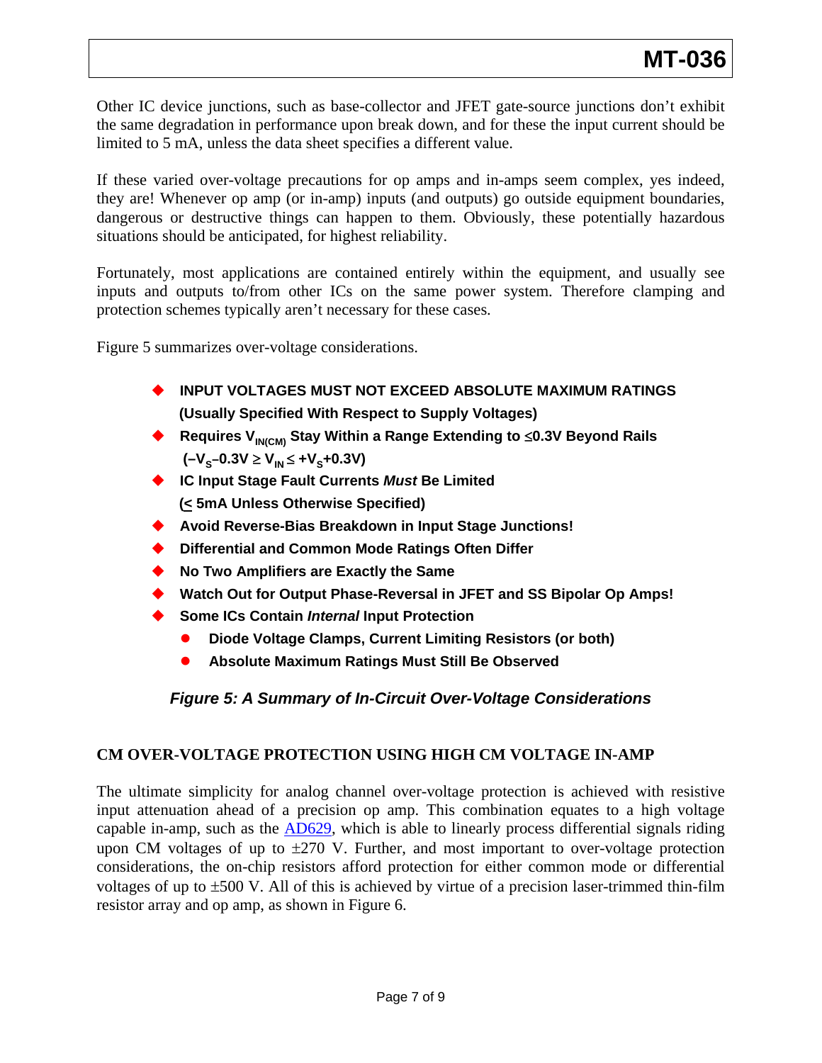Other IC device junctions, such as base-collector and JFET gate-source junctions don't exhibit the same degradation in performance upon break down, and for these the input current should be limited to 5 mA, unless the data sheet specifies a different value.

If these varied over-voltage precautions for op amps and in-amps seem complex, yes indeed, they are! Whenever op amp (or in-amp) inputs (and outputs) go outside equipment boundaries, dangerous or destructive things can happen to them. Obviously, these potentially hazardous situations should be anticipated, for highest reliability.

Fortunately, most applications are contained entirely within the equipment, and usually see inputs and outputs to/from other ICs on the same power system. Therefore clamping and protection schemes typically aren't necessary for these cases.

Figure 5 summarizes over-voltage considerations.

- **INPUT VOLTAGES MUST NOT EXCEED ABSOLUTE MAXIMUM RATINGS (Usually Specified With Respect to Supply Voltages)**
- **Requires $V_{IN(CM)}$ Stay Within a Range Extending to ≤0.3V Beyond Rails ($-V_S - 0.3V \geq V_{IN} \leq +V_S + 0.3V$)**
- **IC Input Stage Fault Currents *Must* Be Limited (≤ 5mA Unless Otherwise Specified)**
- **Avoid Reverse-Bias Breakdown in Input Stage Junctions!**
- **Differential and Common Mode Ratings Often Differ**
- **No Two Amplifiers are Exactly the Same**
- **Watch Out for Output Phase-Reversal in JFET and SS Bipolar Op Amps!**
- **Some ICs Contain *Internal* Input Protection**
  - **Diode Voltage Clamps, Current Limiting Resistors (or both)**
  - **Absolute Maximum Ratings Must Still Be Observed**

***Figure 5: A Summary of In-Circuit Over-Voltage Considerations***

## CM OVER-VOLTAGE PROTECTION USING HIGH CM VOLTAGE IN-AMP

The ultimate simplicity for analog channel over-voltage protection is achieved with resistive input attenuation ahead of a precision op amp. This combination equates to a high voltage capable in-amp, such as the AD629, which is able to linearly process differential signals riding upon CM voltages of up to ±270 V. Further, and most important to over-voltage protection considerations, the on-chip resistors afford protection for either common mode or differential voltages of up to ±500 V. All of this is achieved by virtue of a precision laser-trimmed thin-film resistor array and op amp, as shown in Figure 6.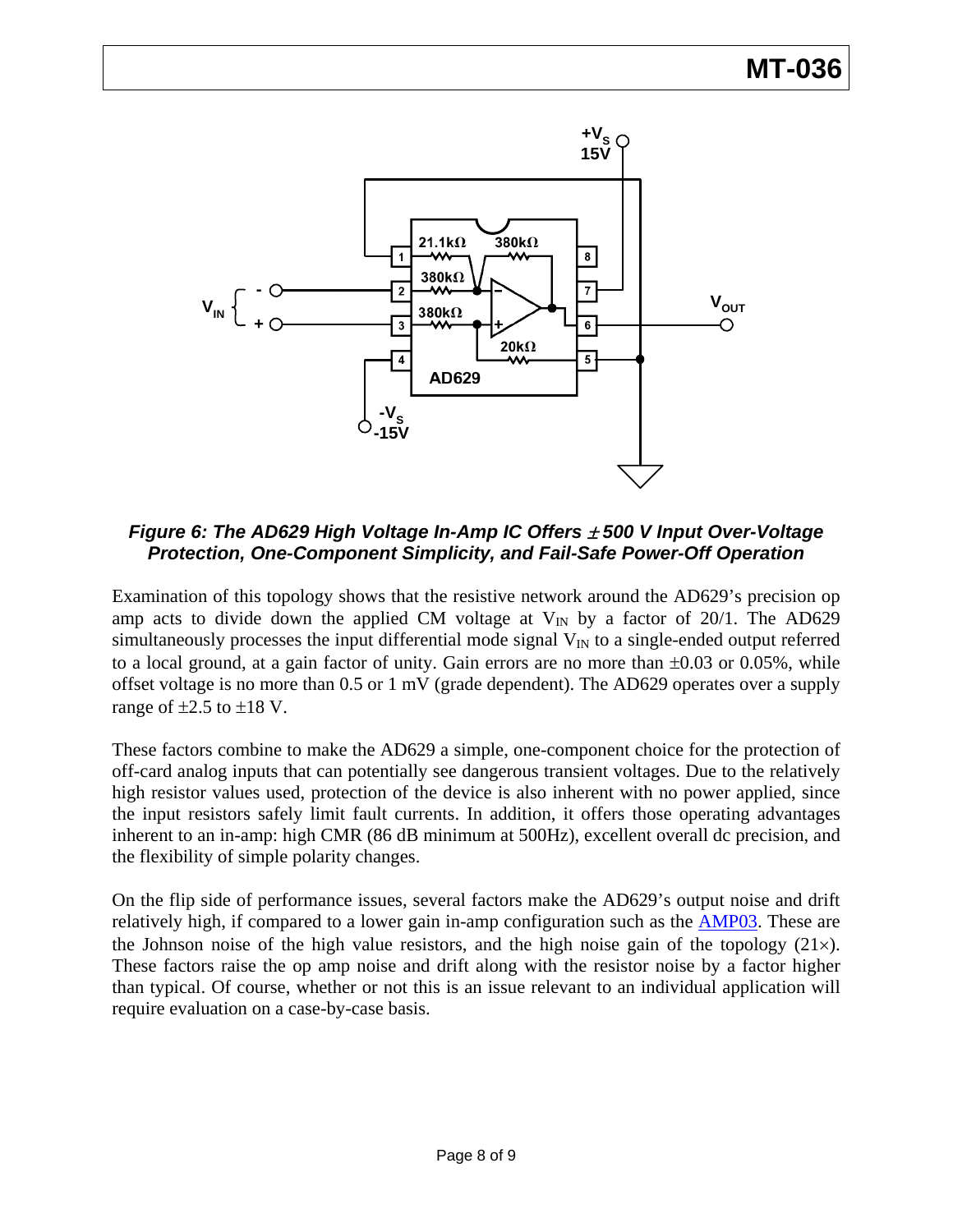*Figure 6: The AD629 High Voltage In-Amp IC Offers ± 500 V Input Over-Voltage Protection, One-Component Simplicity, and Fail-Safe Power-Off Operation*

Examination of this topology shows that the resistive network around the AD629's precision op amp acts to divide down the applied CM voltage at $V_{IN}$ by a factor of 20/1. The AD629 simultaneously processes the input differential mode signal $V_{IN}$ to a single-ended output referred to a local ground, at a gain factor of unity. Gain errors are no more than ±0.03 or 0.05%, while offset voltage is no more than 0.5 or 1 mV (grade dependent). The AD629 operates over a supply range of ±2.5 to ±18 V.

These factors combine to make the AD629 a simple, one-component choice for the protection of off-card analog inputs that can potentially see dangerous transient voltages. Due to the relatively high resistor values used, protection of the device is also inherent with no power applied, since the input resistors safely limit fault currents. In addition, it offers those operating advantages inherent to an in-amp: high CMR (86 dB minimum at 500Hz), excellent overall dc precision, and the flexibility of simple polarity changes.

On the flip side of performance issues, several factors make the AD629's output noise and drift relatively high, if compared to a lower gain in-amp configuration such as the AMP03. These are the Johnson noise of the high value resistors, and the high noise gain of the topology (21×). These factors raise the op amp noise and drift along with the resistor noise by a factor higher than typical. Of course, whether or not this is an issue relevant to an individual application will require evaluation on a case-by-case basis.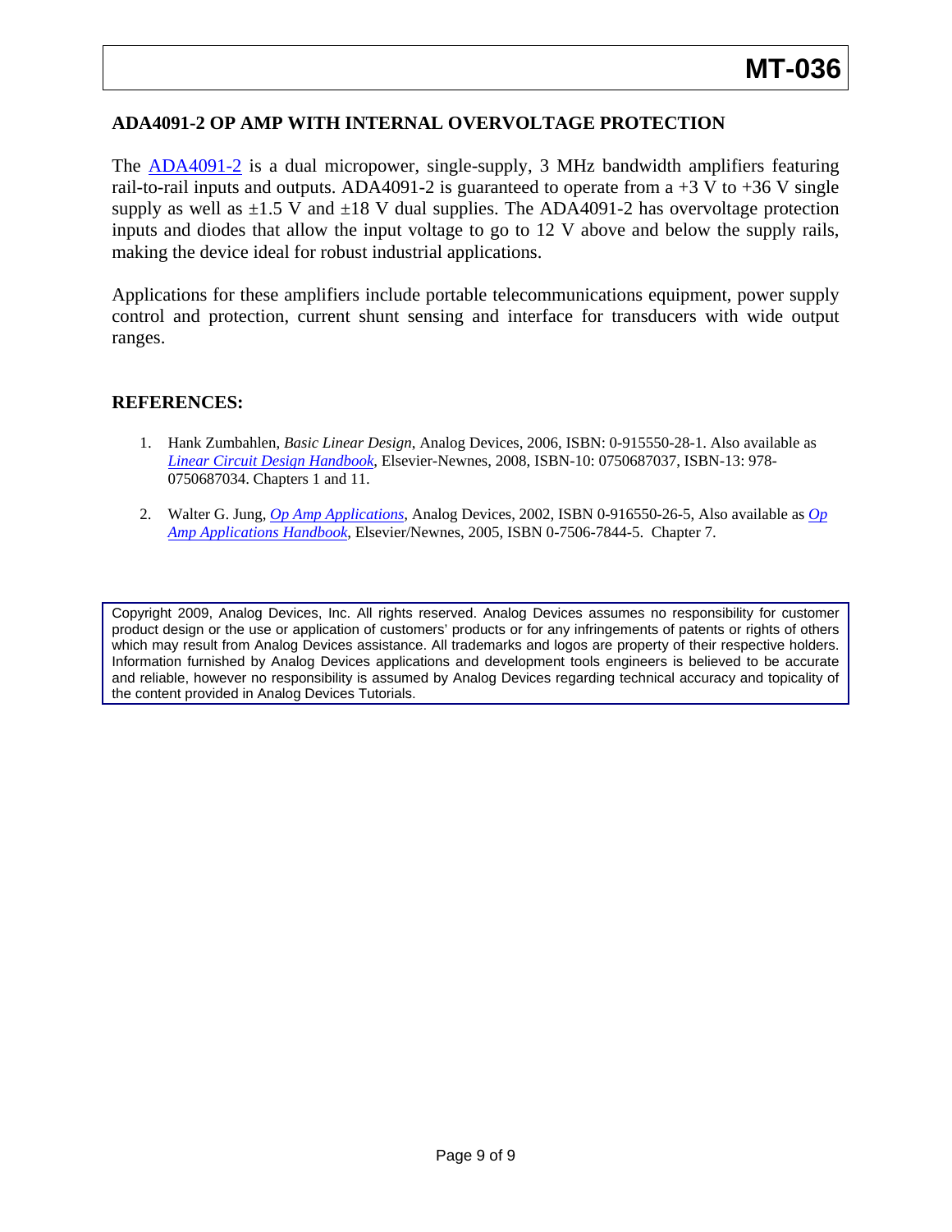## ADA4091-2 OP AMP WITH INTERNAL OVERVOLTAGE PROTECTION

The ADA4091-2 is a dual micropower, single-supply, 3 MHz bandwidth amplifiers featuring rail-to-rail inputs and outputs. ADA4091-2 is guaranteed to operate from a +3 V to +36 V single supply as well as ±1.5 V and ±18 V dual supplies. The ADA4091-2 has overvoltage protection inputs and diodes that allow the input voltage to go to 12 V above and below the supply rails, making the device ideal for robust industrial applications.

Applications for these amplifiers include portable telecommunications equipment, power supply control and protection, current shunt sensing and interface for transducers with wide output ranges.

## REFERENCES:

1. Hank Zumbahlen, *Basic Linear Design*, Analog Devices, 2006, ISBN: 0-915550-28-1. Also available as *Linear Circuit Design Handbook*, Elsevier-Newnes, 2008, ISBN-10: 0750687037, ISBN-13: 978-0750687034. Chapters 1 and 11.

2. Walter G. Jung, *Op Amp Applications*, Analog Devices, 2002, ISBN 0-916550-26-5, Also available as *Op Amp Applications Handbook*, Elsevier/Newnes, 2005, ISBN 0-7506-7844-5. Chapter 7.

Copyright 2009, Analog Devices, Inc. All rights reserved. Analog Devices assumes no responsibility for customer product design or the use or application of customers' products or for any infringements of patents or rights of others which may result from Analog Devices assistance. All trademarks and logos are property of their respective holders. Information furnished by Analog Devices applications and development tools engineers is believed to be accurate and reliable, however no responsibility is assumed by Analog Devices regarding technical accuracy and topicality of the content provided in Analog Devices Tutorials.